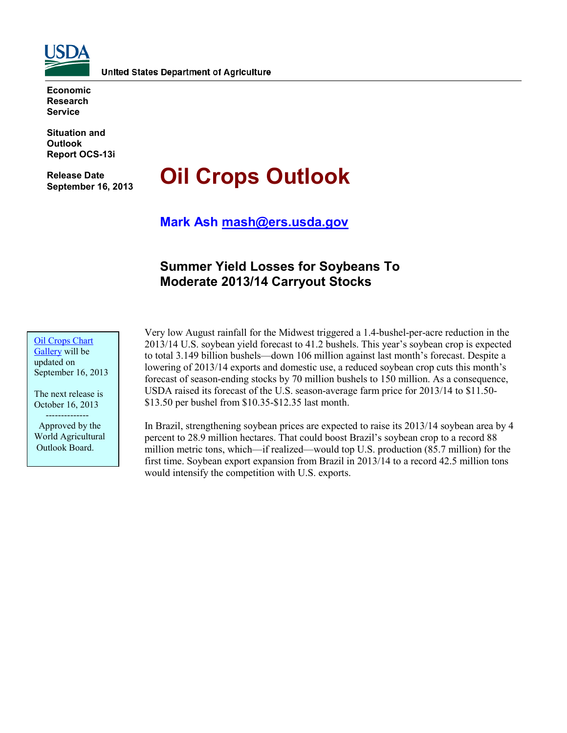**United States Department of Agriculture**

**Economic Research Service**

**Situation and Outlook Report OCS-13i**

**Release Date September 16, 2013**

# Oil Crops Outlook

**Mark Ash mash@ers.usda.gov**

## Summary Yield Losses for Soybeans To Moderate 2013/14 Carryout Stocks

Oil Crops Chart Gallery will be updated on September 16, 2013

The next release is October 16, 2013

--------------

Approved by the World Agricultural Outlook Board.

Very low August rainfall for the Midwest triggered a 1.4-bushel-per-acre reduction in the 2013/14 U.S. soybean yield forecast to 41.2 bushels. This year's soybean crop is expected to total 3.149 billion bushels—down 106 million against last month's forecast. Despite a lowering of 2013/14 exports and domestic use, a reduced soybean crop cuts this month's forecast of season-ending stocks by 70 million bushels to 150 million. As a consequence, USDA raised its forecast of the U.S. season-average farm price for 2013/14 to $11.50-$13.50 per bushel from $10.35-$12.35 last month.

In Brazil, strengthening soybean prices are expected to raise its 2013/14 soybean area by 4 percent to 28.9 million hectares. That could boost Brazil's soybean crop to a record 88 million metric tons, which—if realized—would top U.S. production (85.7 million) for the first time. Soybean export expansion from Brazil in 2013/14 to a record 42.5 million tons would intensify the competition with U.S. exports.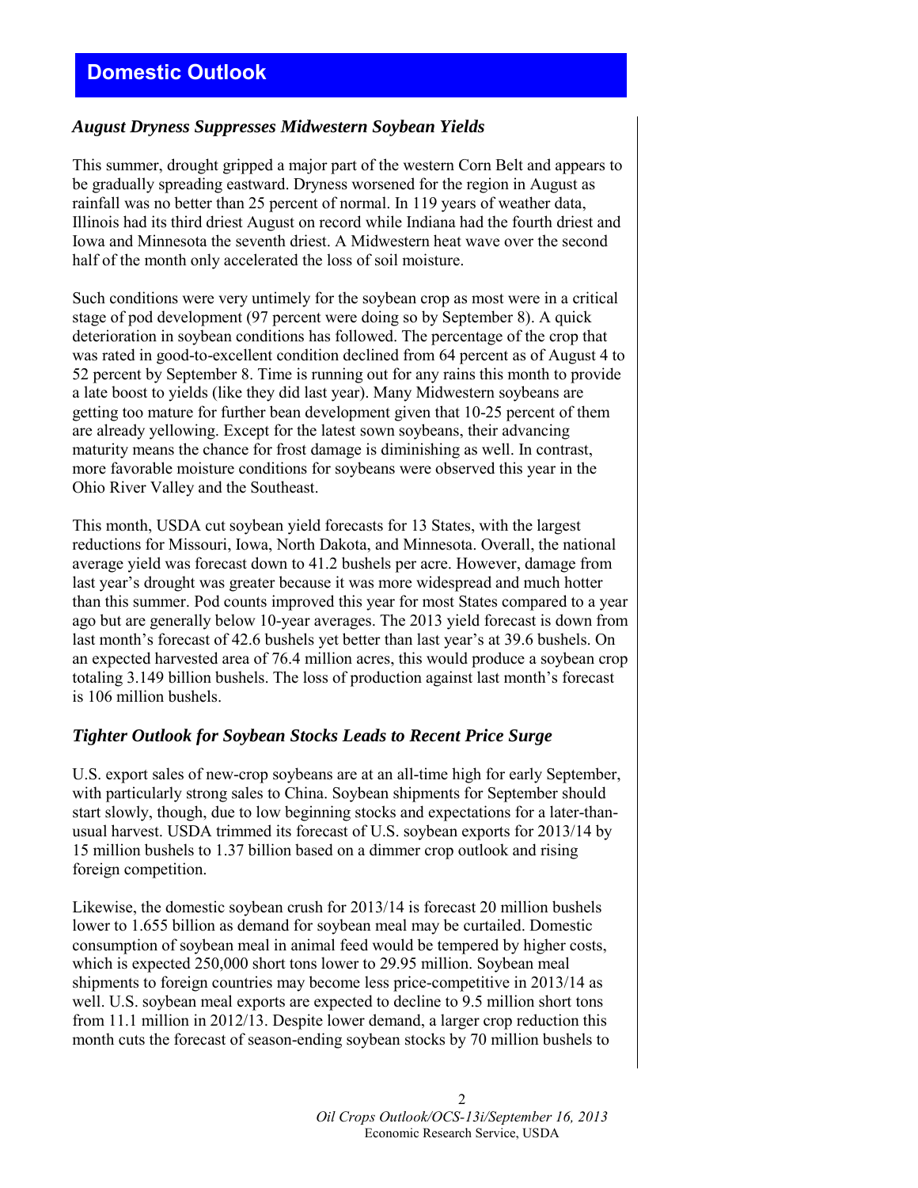# Domestic Outlook

## *August Dryness Suppresses Midwestern Soybean Yields*

This summer, drought gripped a major part of the western Corn Belt and appears to be gradually spreading eastward. Dryness worsened for the region in August as rainfall was no better than 25 percent of normal. In 119 years of weather data, Illinois had its third driest August on record while Indiana had the fourth driest and Iowa and Minnesota the seventh driest. A Midwestern heat wave over the second half of the month only accelerated the loss of soil moisture.

Such conditions were very untimely for the soybean crop as most were in a critical stage of pod development (97 percent were doing so by September 8). A quick deterioration in soybean conditions has followed. The percentage of the crop that was rated in good-to-excellent condition declined from 64 percent as of August 4 to 52 percent by September 8. Time is running out for any rains this month to provide a late boost to yields (like they did last year). Many Midwestern soybeans are getting too mature for further bean development given that 10-25 percent of them are already yellowing. Except for the latest sown soybeans, their advancing maturity means the chance for frost damage is diminishing as well. In contrast, more favorable moisture conditions for soybeans were observed this year in the Ohio River Valley and the Southeast.

This month, USDA cut soybean yield forecasts for 13 States, with the largest reductions for Missouri, Iowa, North Dakota, and Minnesota. Overall, the national average yield was forecast down to 41.2 bushels per acre. However, damage from last year's drought was greater because it was more widespread and much hotter than this summer. Pod counts improved this year for most States compared to a year ago but are generally below 10-year averages. The 2013 yield forecast is down from last month's forecast of 42.6 bushels yet better than last year's at 39.6 bushels. On an expected harvested area of 76.4 million acres, this would produce a soybean crop totaling 3.149 billion bushels. The loss of production against last month's forecast is 106 million bushels.

## *Tighter Outlook for Soybean Stocks Leads to Recent Price Surge*

U.S. export sales of new-crop soybeans are at an all-time high for early September, with particularly strong sales to China. Soybean shipments for September should start slowly, though, due to low beginning stocks and expectations for a later-than-usual harvest. USDA trimmed its forecast of U.S. soybean exports for 2013/14 by 15 million bushels to 1.37 billion based on a dimmer crop outlook and rising foreign competition.

Likewise, the domestic soybean crush for 2013/14 is forecast 20 million bushels lower to 1.655 billion as demand for soybean meal may be curtailed. Domestic consumption of soybean meal in animal feed would be tempered by higher costs, which is expected 250,000 short tons lower to 29.95 million. Soybean meal shipments to foreign countries may become less price-competitive in 2013/14 as well. U.S. soybean meal exports are expected to decline to 9.5 million short tons from 11.1 million in 2012/13. Despite lower demand, a larger crop reduction this month cuts the forecast of season-ending soybean stocks by 70 million bushels to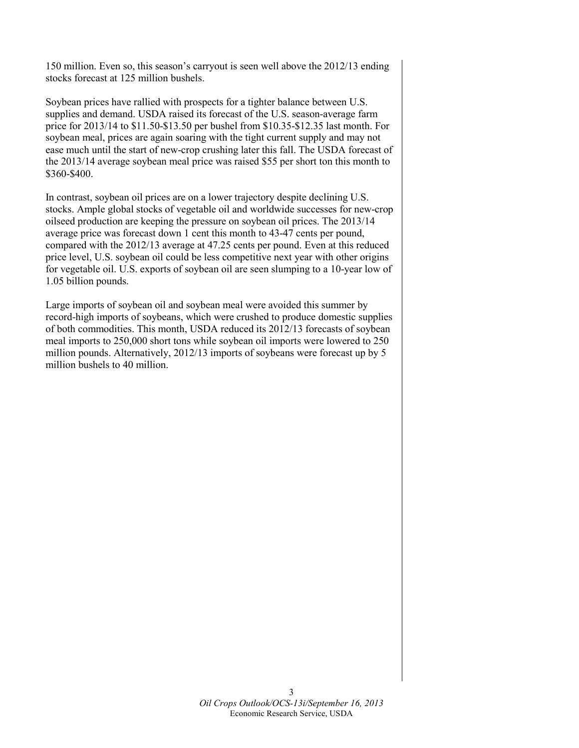150 million. Even so, this season's carryout is seen well above the 2012/13 ending stocks forecast at 125 million bushels.

Soybean prices have rallied with prospects for a tighter balance between U.S. supplies and demand. USDA raised its forecast of the U.S. season-average farm price for 2013/14 to $11.50-$13.50 per bushel from $10.35-$12.35 last month. For soybean meal, prices are again soaring with the tight current supply and may not ease much until the start of new-crop crushing later this fall. The USDA forecast of the 2013/14 average soybean meal price was raised $55 per short ton this month to $360-$400.

In contrast, soybean oil prices are on a lower trajectory despite declining U.S. stocks. Ample global stocks of vegetable oil and worldwide successes for new-crop oilseed production are keeping the pressure on soybean oil prices. The 2013/14 average price was forecast down 1 cent this month to 43-47 cents per pound, compared with the 2012/13 average at 47.25 cents per pound. Even at this reduced price level, U.S. soybean oil could be less competitive next year with other origins for vegetable oil. U.S. exports of soybean oil are seen slumping to a 10-year low of 1.05 billion pounds.

Large imports of soybean oil and soybean meal were avoided this summer by record-high imports of soybeans, which were crushed to produce domestic supplies of both commodities. This month, USDA reduced its 2012/13 forecasts of soybean meal imports to 250,000 short tons while soybean oil imports were lowered to 250 million pounds. Alternatively, 2012/13 imports of soybeans were forecast up by 5 million bushels to 40 million.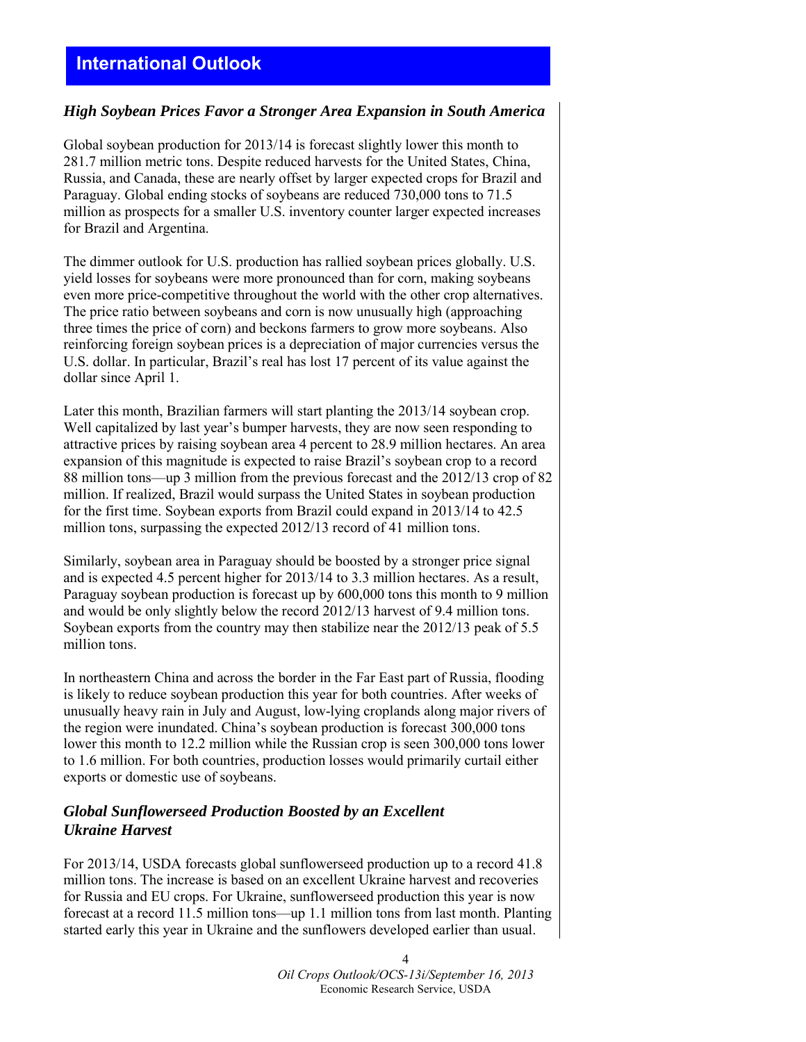# International Outlook

## *High Soybean Prices Favor a Stronger Area Expansion in South America*

Global soybean production for 2013/14 is forecast slightly lower this month to 281.7 million metric tons. Despite reduced harvests for the United States, China, Russia, and Canada, these are nearly offset by larger expected crops for Brazil and Paraguay. Global ending stocks of soybeans are reduced 730,000 tons to 71.5 million as prospects for a smaller U.S. inventory counter larger expected increases for Brazil and Argentina.

The dimmer outlook for U.S. production has rallied soybean prices globally. U.S. yield losses for soybeans were more pronounced than for corn, making soybeans even more price-competitive throughout the world with the other crop alternatives. The price ratio between soybeans and corn is now unusually high (approaching three times the price of corn) and beckons farmers to grow more soybeans. Also reinforcing foreign soybean prices is a depreciation of major currencies versus the U.S. dollar. In particular, Brazil's real has lost 17 percent of its value against the dollar since April 1.

Later this month, Brazilian farmers will start planting the 2013/14 soybean crop. Well capitalized by last year's bumper harvests, they are now seen responding to attractive prices by raising soybean area 4 percent to 28.9 million hectares. An area expansion of this magnitude is expected to raise Brazil's soybean crop to a record 88 million tons—up 3 million from the previous forecast and the 2012/13 crop of 82 million. If realized, Brazil would surpass the United States in soybean production for the first time. Soybean exports from Brazil could expand in 2013/14 to 42.5 million tons, surpassing the expected 2012/13 record of 41 million tons.

Similarly, soybean area in Paraguay should be boosted by a stronger price signal and is expected 4.5 percent higher for 2013/14 to 3.3 million hectares. As a result, Paraguay soybean production is forecast up by 600,000 tons this month to 9 million and would be only slightly below the record 2012/13 harvest of 9.4 million tons. Soybean exports from the country may then stabilize near the 2012/13 peak of 5.5 million tons.

In northeastern China and across the border in the Far East part of Russia, flooding is likely to reduce soybean production this year for both countries. After weeks of unusually heavy rain in July and August, low-lying croplands along major rivers of the region were inundated. China's soybean production is forecast 300,000 tons lower this month to 12.2 million while the Russian crop is seen 300,000 tons lower to 1.6 million. For both countries, production losses would primarily curtail either exports or domestic use of soybeans.

## *Global Sunflowerseed Production Boosted by an Excellent Ukraine Harvest*

For 2013/14, USDA forecasts global sunflowerseed production up to a record 41.8 million tons. The increase is based on an excellent Ukraine harvest and recoveries for Russia and EU crops. For Ukraine, sunflowerseed production this year is now forecast at a record 11.5 million tons—up 1.1 million tons from last month. Planting started early this year in Ukraine and the sunflowers developed earlier than usual.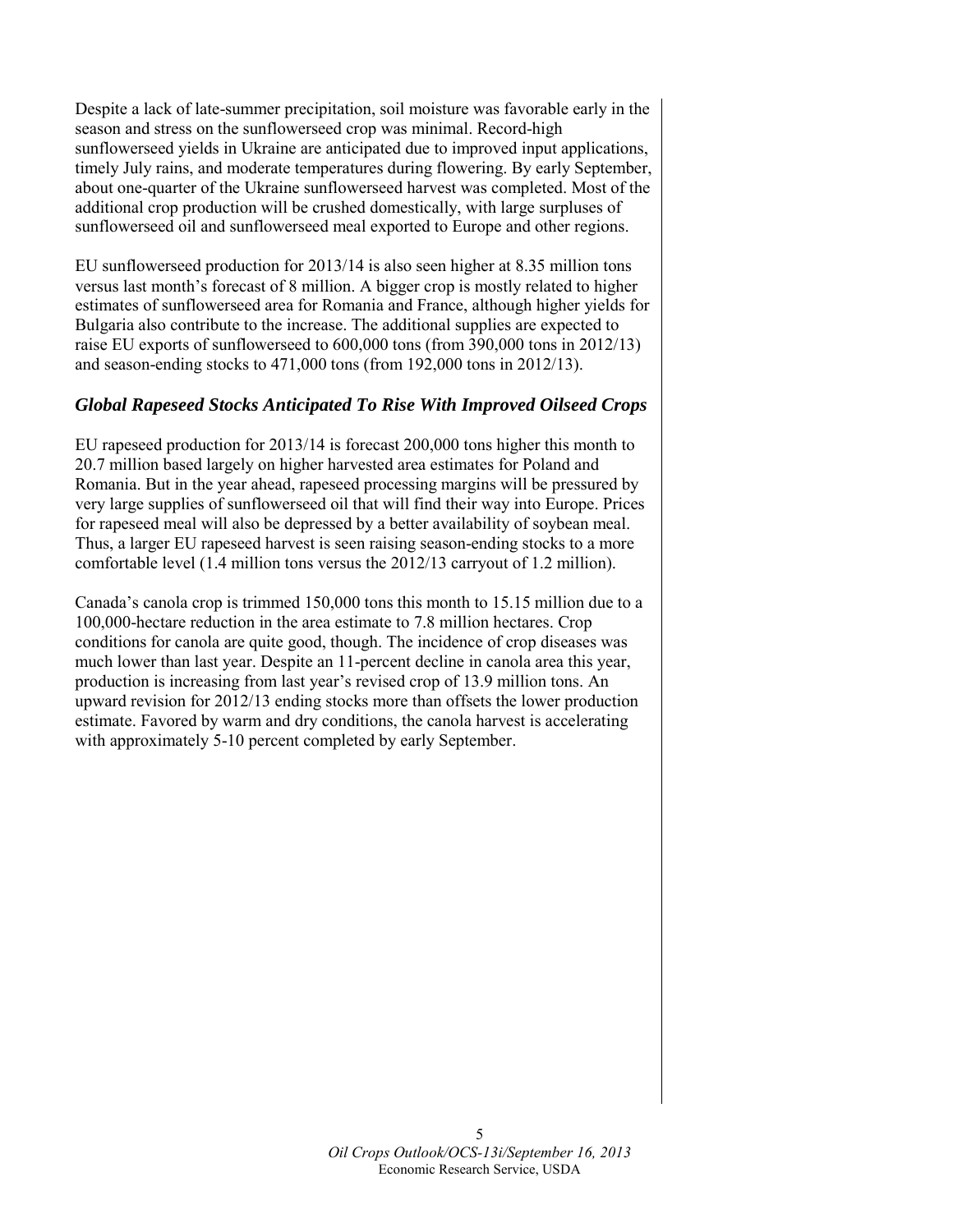Despite a lack of late-summer precipitation, soil moisture was favorable early in the season and stress on the sunflowerseed crop was minimal. Record-high sunflowerseed yields in Ukraine are anticipated due to improved input applications, timely July rains, and moderate temperatures during flowering. By early September, about one-quarter of the Ukraine sunflowerseed harvest was completed. Most of the additional crop production will be crushed domestically, with large surpluses of sunflowerseed oil and sunflowerseed meal exported to Europe and other regions.

EU sunflowerseed production for 2013/14 is also seen higher at 8.35 million tons versus last month's forecast of 8 million. A bigger crop is mostly related to higher estimates of sunflowerseed area for Romania and France, although higher yields for Bulgaria also contribute to the increase. The additional supplies are expected to raise EU exports of sunflowerseed to 600,000 tons (from 390,000 tons in 2012/13) and season-ending stocks to 471,000 tons (from 192,000 tons in 2012/13).

### *Global Rapeseed Stocks Anticipated To Rise With Improved Oilseed Crops*

EU rapeseed production for 2013/14 is forecast 200,000 tons higher this month to 20.7 million based largely on higher harvested area estimates for Poland and Romania. But in the year ahead, rapeseed processing margins will be pressured by very large supplies of sunflowerseed oil that will find their way into Europe. Prices for rapeseed meal will also be depressed by a better availability of soybean meal. Thus, a larger EU rapeseed harvest is seen raising season-ending stocks to a more comfortable level (1.4 million tons versus the 2012/13 carryout of 1.2 million).

Canada's canola crop is trimmed 150,000 tons this month to 15.15 million due to a 100,000-hectare reduction in the area estimate to 7.8 million hectares. Crop conditions for canola are quite good, though. The incidence of crop diseases was much lower than last year. Despite an 11-percent decline in canola area this year, production is increasing from last year's revised crop of 13.9 million tons. An upward revision for 2012/13 ending stocks more than offsets the lower production estimate. Favored by warm and dry conditions, the canola harvest is accelerating with approximately 5-10 percent completed by early September.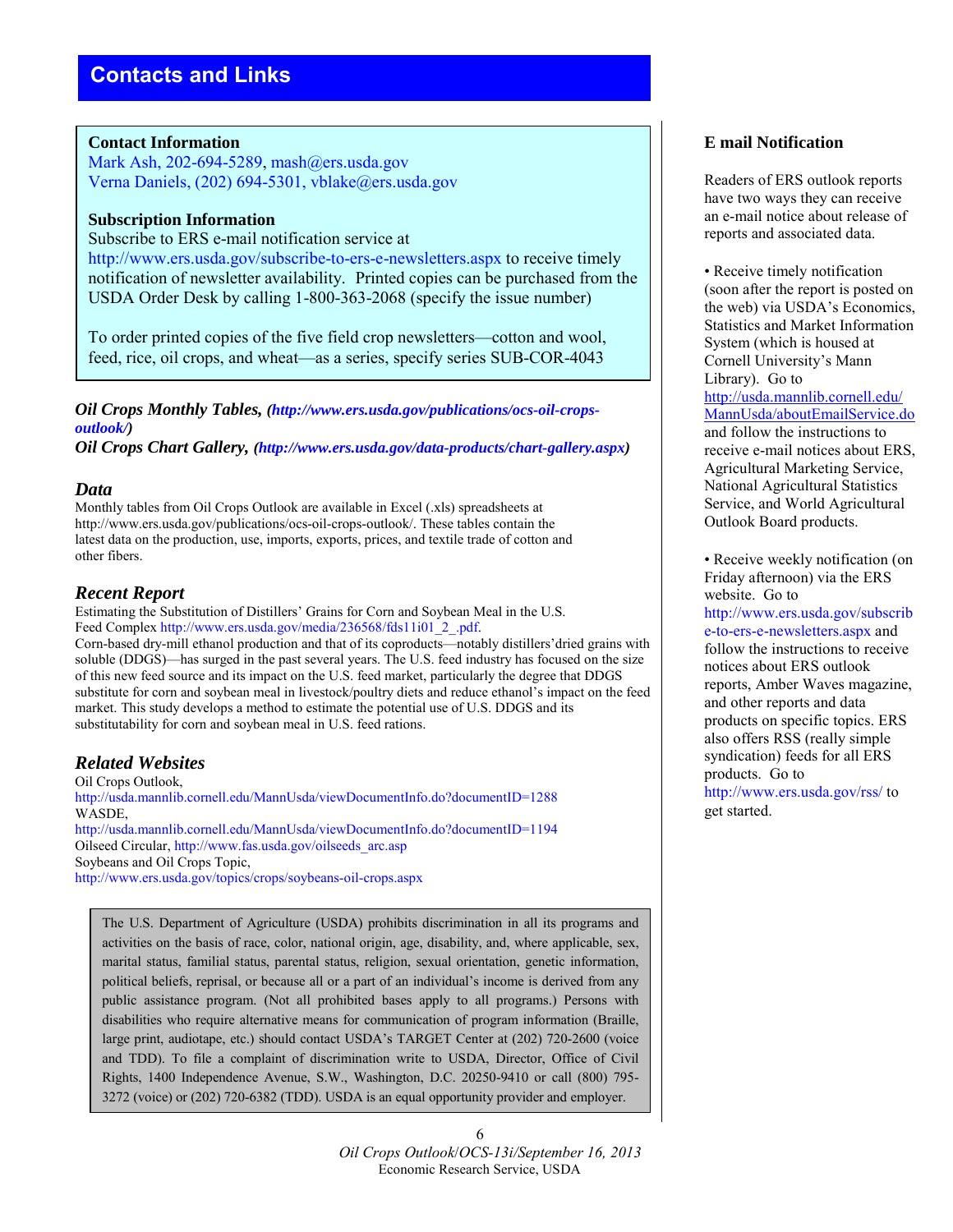## Contacts and Links

**Contact Information**
Mark Ash, 202-694-5289, mash@ers.usda.gov
Verna Daniels, (202) 694-5301, vblake@ers.usda.gov

**Subscription Information**
Subscribe to ERS e-mail notification service at http://www.ers.usda.gov/subscribe-to-ers-e-newsletters.aspx to receive timely notification of newsletter availability. Printed copies can be purchased from the USDA Order Desk by calling 1-800-363-2068 (specify the issue number)

To order printed copies of the five field crop newsletters—cotton and wool, feed, rice, oil crops, and wheat—as a series, specify series SUB-COR-4043

***Oil Crops Monthly Tables, (http://www.ers.usda.gov/publications/ocs-oil-crops-outlook/)***
***Oil Crops Chart Gallery, (http://www.ers.usda.gov/data-products/chart-gallery.aspx)***

### *Data*

Monthly tables from Oil Crops Outlook are available in Excel (.xls) spreadsheets at http://www.ers.usda.gov/publications/ocs-oil-crops-outlook/. These tables contain the latest data on the production, use, imports, exports, prices, and textile trade of cotton and other fibers.

### *Recent Report*

Estimating the Substitution of Distillers' Grains for Corn and Soybean Meal in the U.S. Feed Complex http://www.ers.usda.gov/media/236568/fds11i01_2_.pdf.
Corn-based dry-mill ethanol production and that of its coproducts—notably distillers'dried grains with soluble (DDGS)—has surged in the past several years. The U.S. feed industry has focused on the size of this new feed source and its impact on the U.S. feed market, particularly the degree that DDGS substitute for corn and soybean meal in livestock/poultry diets and reduce ethanol's impact on the feed market. This study develops a method to estimate the potential use of U.S. DDGS and its substitutability for corn and soybean meal in U.S. feed rations.

### *Related Websites*

Oil Crops Outlook,
http://usda.mannlib.cornell.edu/MannUsda/viewDocumentInfo.do?documentID=1288
WASDE,
http://usda.mannlib.cornell.edu/MannUsda/viewDocumentInfo.do?documentID=1194
Oilseed Circular, http://www.fas.usda.gov/oilseeds_arc.asp
Soybeans and Oil Crops Topic,
http://www.ers.usda.gov/topics/crops/soybeans-oil-crops.aspx

The U.S. Department of Agriculture (USDA) prohibits discrimination in all its programs and activities on the basis of race, color, national origin, age, disability, and, where applicable, sex, marital status, familial status, parental status, religion, sexual orientation, genetic information, political beliefs, reprisal, or because all or a part of an individual's income is derived from any public assistance program. (Not all prohibited bases apply to all programs.) Persons with disabilities who require alternative means for communication of program information (Braille, large print, audiotape, etc.) should contact USDA's TARGET Center at (202) 720-2600 (voice and TDD). To file a complaint of discrimination write to USDA, Director, Office of Civil Rights, 1400 Independence Avenue, S.W., Washington, D.C. 20250-9410 or call (800) 795-3272 (voice) or (202) 720-6382 (TDD). USDA is an equal opportunity provider and employer.

### E mail Notification

Readers of ERS outlook reports have two ways they can receive an e-mail notice about release of reports and associated data.

- Receive timely notification (soon after the report is posted on the web) via USDA's Economics, Statistics and Market Information System (which is housed at Cornell University's Mann Library). Go to http://usda.mannlib.cornell.edu/MannUsda/aboutEmailService.do and follow the instructions to receive e-mail notices about ERS, Agricultural Marketing Service, National Agricultural Statistics Service, and World Agricultural Outlook Board products.

- Receive weekly notification (on Friday afternoon) via the ERS website. Go to http://www.ers.usda.gov/subscribe-to-ers-e-newsletters.aspx and follow the instructions to receive notices about ERS outlook reports, Amber Waves magazine, and other reports and data products on specific topics. ERS also offers RSS (really simple syndication) feeds for all ERS products. Go to http://www.ers.usda.gov/rss/ to get started.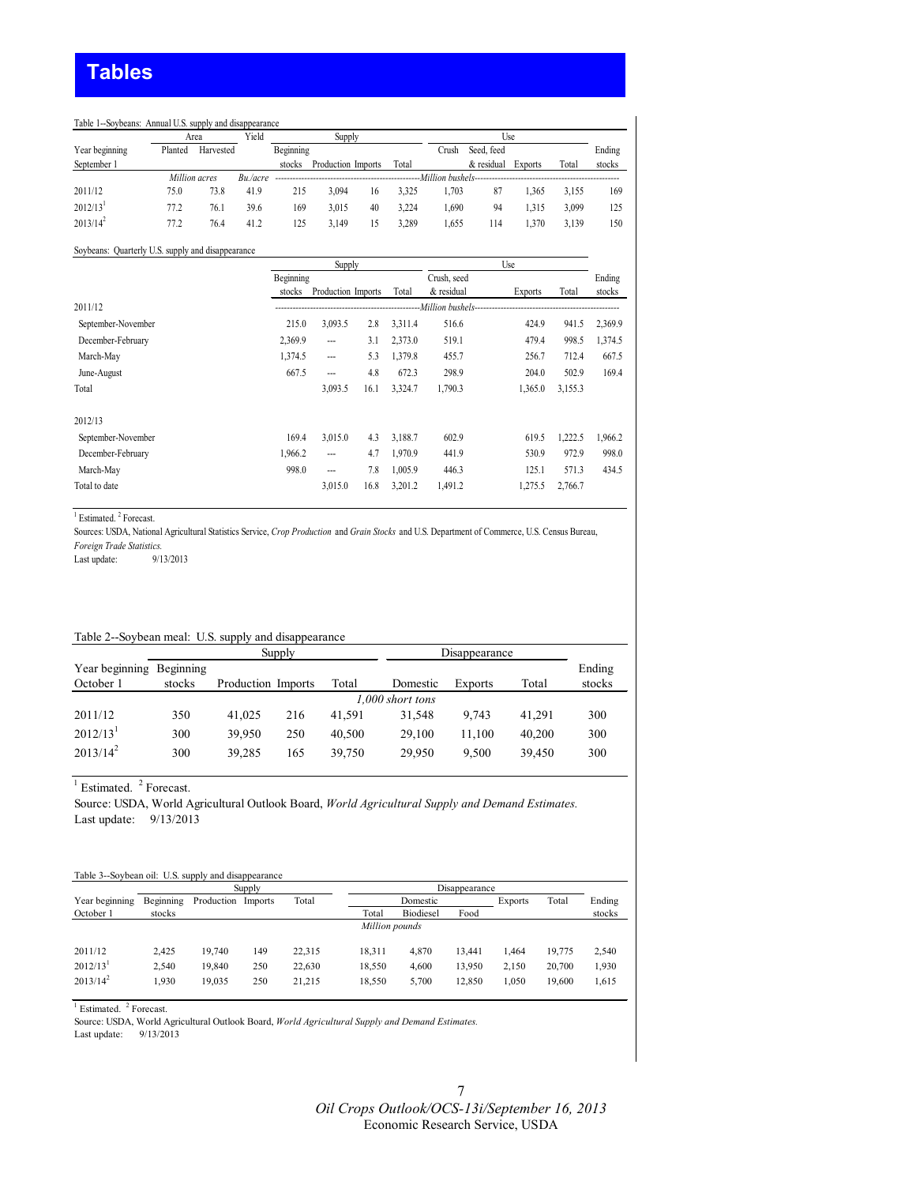# Tables

Table 1--Soybeans: Annual U.S. supply and disappearance

| Year beginning September 1 | Area | | Yield | Supply | | | | Use | | | | Ending stocks |
|---|---|---|---|---|---|---|---|---|---|---|---|---|
| | Planted | Harvested | | Beginning stocks | Production | Imports | Total | Crush | Seed, feed & residual | Exports | Total | |
| | *Million acres* | | *Bu./acre* | *Million bushels* | | | | | | | | |
| 2011/12 | 75.0 | 73.8 | 41.9 | 215 | 3,094 | 16 | 3,325 | 1,703 | 87 | 1,365 | 3,155 | 169 |
| 2012/13[1] | 77.2 | 76.1 | 39.6 | 169 | 3,015 | 40 | 3,224 | 1,690 | 94 | 1,315 | 3,099 | 125 |
| 2013/14[2] | 77.2 | 76.4 | 41.2 | 125 | 3,149 | 15 | 3,289 | 1,655 | 114 | 1,370 | 3,139 | 150 |

Soybeans: Quarterly U.S. supply and disappearance

| | Supply | | | | Use | | | Ending stocks |
|---|---|---|---|---|---|---|---|---|
| | Beginning stocks | Production | Imports | Total | Crush, seed & residual | Exports | Total | |
| 2011/12 | *Million bushels* | | | | | | | |
| September-November | 215.0 | 3,093.5 | 2.8 | 3,311.4 | 516.6 | 424.9 | 941.5 | 2,369.9 |
| December-February | 2,369.9 | --- | 3.1 | 2,373.0 | 519.1 | 479.4 | 998.5 | 1,374.5 |
| March-May | 1,374.5 | --- | 5.3 | 1,379.8 | 455.7 | 256.7 | 712.4 | 667.5 |
| June-August | 667.5 | --- | 4.8 | 672.3 | 298.9 | 204.0 | 502.9 | 169.4 |
| Total | | 3,093.5 | 16.1 | 3,324.7 | 1,790.3 | 1,365.0 | 3,155.3 | |
| 2012/13 | | | | | | | | |
| September-November | 169.4 | 3,015.0 | 4.3 | 3,188.7 | 602.9 | 619.5 | 1,222.5 | 1,966.2 |
| December-February | 1,966.2 | --- | 4.7 | 1,970.9 | 441.9 | 530.9 | 972.9 | 998.0 |
| March-May | 998.0 | --- | 7.8 | 1,005.9 | 446.3 | 125.1 | 571.3 | 434.5 |
| Total to date | | 3,015.0 | 16.8 | 3,201.2 | 1,491.2 | 1,275.5 | 2,766.7 | |

[1] Estimated. [2] Forecast.

Sources: USDA, National Agricultural Statistics Service, *Crop Production* and *Grain Stocks* and U.S. Department of Commerce, U.S. Census Bureau, *Foreign Trade Statistics.*

Last update: 9/13/2013

Table 2--Soybean meal: U.S. supply and disappearance

| Year beginning October 1 | Supply | | | | Disappearance | | | Ending stocks |
|---|---|---|---|---|---|---|---|---|
| | Beginning stocks | Production | Imports | Total | Domestic | Exports | Total | |
| | *1,000 short tons* | | | | | | | |
| 2011/12 | 350 | 41,025 | 216 | 41,591 | 31,548 | 9,743 | 41,291 | 300 |
| 2012/13[1] | 300 | 39,950 | 250 | 40,500 | 29,100 | 11,100 | 40,200 | 300 |
| 2013/14[2] | 300 | 39,285 | 165 | 39,750 | 29,950 | 9,500 | 39,450 | 300 |

[1] Estimated. [2] Forecast.

Source: USDA, World Agricultural Outlook Board, *World Agricultural Supply and Demand Estimates.*

Last update: 9/13/2013

Table 3--Soybean oil: U.S. supply and disappearance

| Year beginning October 1 | Supply | | | | Disappearance | | | | | Ending stocks |
|---|---|---|---|---|---|---|---|---|---|---|
| | Beginning stocks | Production | Imports | Total | Domestic | | | Exports | Total | |
| | | | | | Total | Biodiesel | Food | | | |
| | *Million pounds* | | | | | | | | | |
| 2011/12 | 2,425 | 19,740 | 149 | 22,315 | 18,311 | 4,870 | 13,441 | 1,464 | 19,775 | 2,540 |
| 2012/13[1] | 2,540 | 19,840 | 250 | 22,630 | 18,550 | 4,600 | 13,950 | 2,150 | 20,700 | 1,930 |
| 2013/14[2] | 1,930 | 19,035 | 250 | 21,215 | 18,550 | 5,700 | 12,850 | 1,050 | 19,600 | 1,615 |

[1] Estimated. [2] Forecast.

Source: USDA, World Agricultural Outlook Board, *World Agricultural Supply and Demand Estimates.*

Last update: 9/13/2013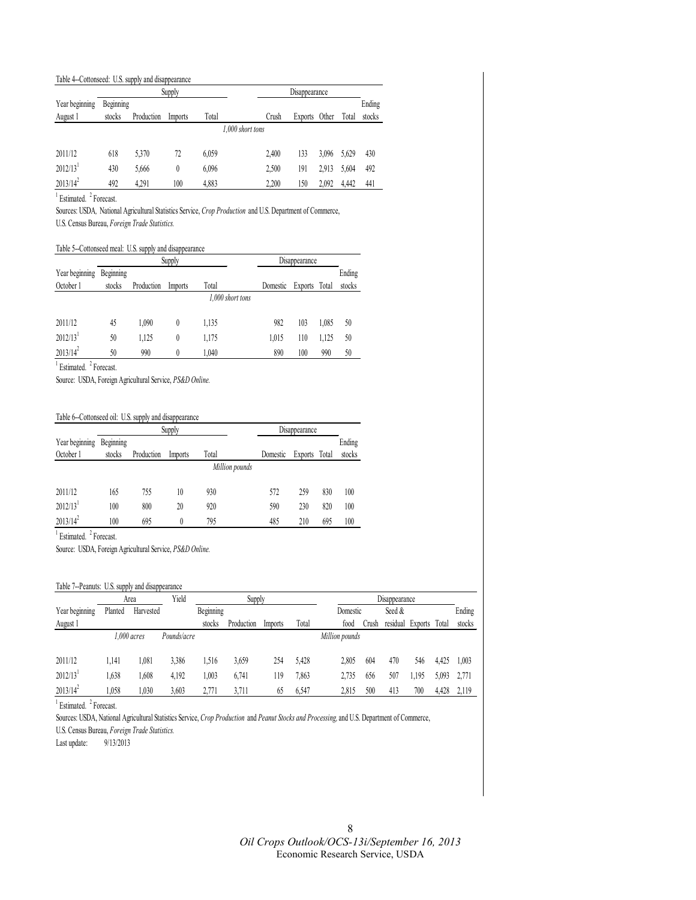Table 4--Cottonseed: U.S. supply and disappearance

| Year beginning August 1 | Supply | | | | Disappearance | | | | Ending stocks |
|---|---|---|---|---|---|---|---|---|---|
| | Beginning stocks | Production | Imports | Total | Crush | Exports | Other | Total | |
| | *1,000 short tons* | | | | | | | | |
| 2011/12 | 618 | 5,370 | 72 | 6,059 | 2,400 | 133 | 3,096 | 5,629 | 430 |
| 2012/13[1] | 430 | 5,666 | 0 | 6,096 | 2,500 | 191 | 2,913 | 5,604 | 492 |
| 2013/14[2] | 492 | 4,291 | 100 | 4,883 | 2,200 | 150 | 2,092 | 4,442 | 441 |

[1] Estimated. [2] Forecast.

Sources: USDA, National Agricultural Statistics Service, *Crop Production* and U.S. Department of Commerce, U.S. Census Bureau, *Foreign Trade Statistics.*

Table 5--Cottonseed meal: U.S. supply and disappearance

| Year beginning October 1 | Supply | | | | Disappearance | | | Ending stocks |
|---|---|---|---|---|---|---|---|---|
| | Beginning stocks | Production | Imports | Total | Domestic | Exports | Total | |
| | *1,000 short tons* | | | | | | | |
| 2011/12 | 45 | 1,090 | 0 | 1,135 | 982 | 103 | 1,085 | 50 |
| 2012/13[1] | 50 | 1,125 | 0 | 1,175 | 1,015 | 110 | 1,125 | 50 |
| 2013/14[2] | 50 | 990 | 0 | 1,040 | 890 | 100 | 990 | 50 |

[1] Estimated. [2] Forecast.

Source: USDA, Foreign Agricultural Service, *PS&D Online.*

Table 6--Cottonseed oil: U.S. supply and disappearance

| Year beginning October 1 | Supply | | | | Disappearance | | | Ending stocks |
|---|---|---|---|---|---|---|---|---|
| | Beginning stocks | Production | Imports | Total | Domestic | Exports | Total | |
| | *Million pounds* | | | | | | | |
| 2011/12 | 165 | 755 | 10 | 930 | 572 | 259 | 830 | 100 |
| 2012/13[1] | 100 | 800 | 20 | 920 | 590 | 230 | 820 | 100 |
| 2013/14[2] | 100 | 695 | 0 | 795 | 485 | 210 | 695 | 100 |

[1] Estimated. [2] Forecast.

Source: USDA, Foreign Agricultural Service, *PS&D Online.*

Table 7--Peanuts: U.S. supply and disappearance

| Year beginning August 1 | Area | | Yield | Supply | | | | Disappearance | | | | | Ending stocks |
|---|---|---|---|---|---|---|---|---|---|---|---|---|---|
| | Planted | Harvested | | Beginning stocks | Production | Imports | Total | Domestic food | Crush | Seed & residual | Exports | Total | |
| | *1,000 acres* | | *Pounds/acre* | | | | | *Million pounds* | | | | | |
| 2011/12 | 1,141 | 1,081 | 3,386 | 1,516 | 3,659 | 254 | 5,428 | 2,805 | 604 | 470 | 546 | 4,425 | 1,003 |
| 2012/13[1] | 1,638 | 1,608 | 4,192 | 1,003 | 6,741 | 119 | 7,863 | 2,735 | 656 | 507 | 1,195 | 5,093 | 2,771 |
| 2013/14[2] | 1,058 | 1,030 | 3,603 | 2,771 | 3,711 | 65 | 6,547 | 2,815 | 500 | 413 | 700 | 4,428 | 2,119 |

[1] Estimated. [2] Forecast.

Sources: USDA, National Agricultural Statistics Service, *Crop Production* and *Peanut Stocks and Processing,* and U.S. Department of Commerce, U.S. Census Bureau, *Foreign Trade Statistics.*

Last update: 9/13/2013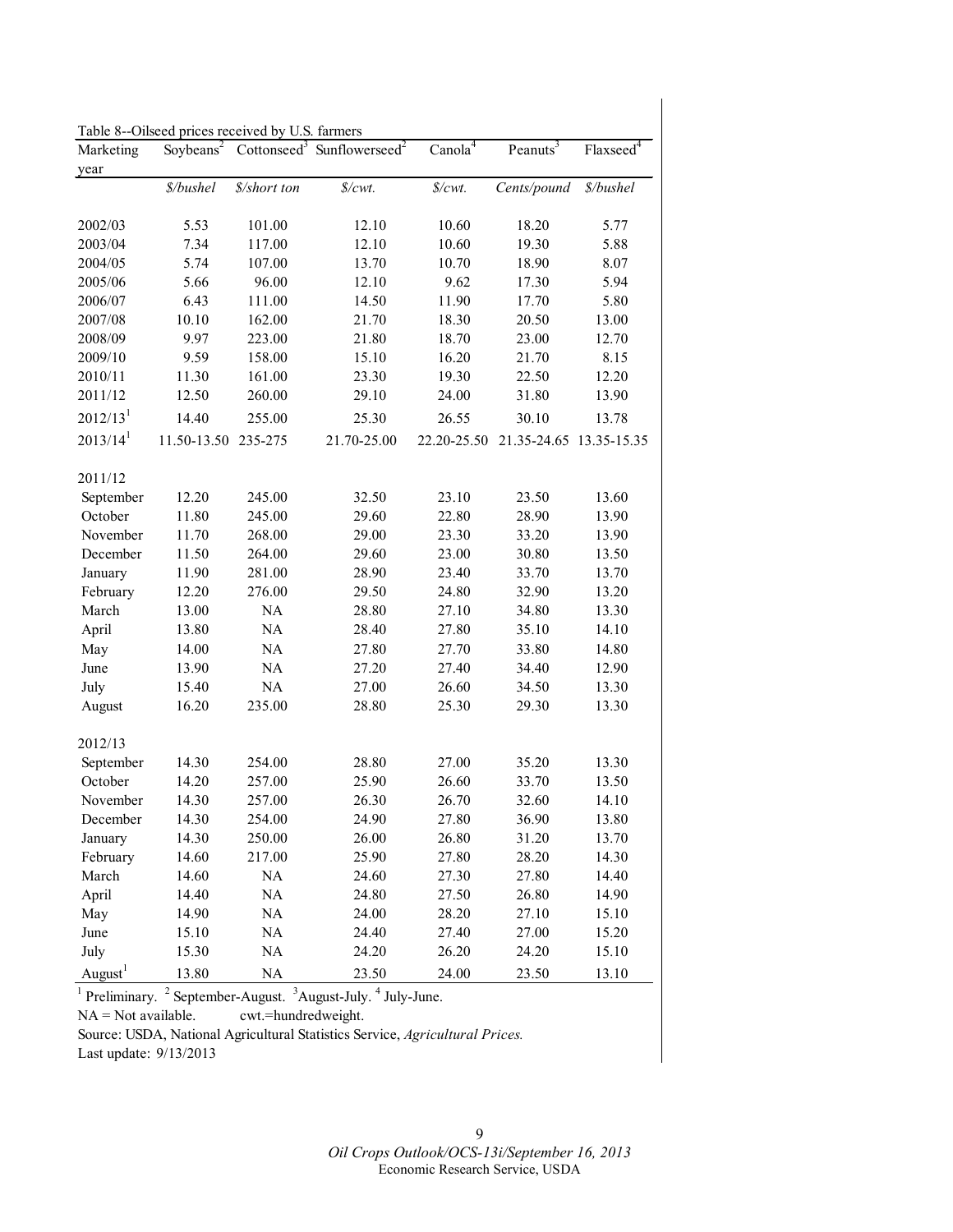Table 8--Oilseed prices received by U.S. farmers

| Marketing year | Soybeans[2] | Cottonseed[3] | Sunflowerseed[2] | Canola[4] | Peanuts[3] | Flaxseed[4] |
|---|---|---|---|---|---|---|
| | *$/bushel* | *$/short ton* | *$/cwt.* | *$/cwt.* | *Cents/pound* | *$/bushel* |
| 2002/03 | 5.53 | 101.00 | 12.10 | 10.60 | 18.20 | 5.77 |
| 2003/04 | 7.34 | 117.00 | 12.10 | 10.60 | 19.30 | 5.88 |
| 2004/05 | 5.74 | 107.00 | 13.70 | 10.70 | 18.90 | 8.07 |
| 2005/06 | 5.66 | 96.00 | 12.10 | 9.62 | 17.30 | 5.94 |
| 2006/07 | 6.43 | 111.00 | 14.50 | 11.90 | 17.70 | 5.80 |
| 2007/08 | 10.10 | 162.00 | 21.70 | 18.30 | 20.50 | 13.00 |
| 2008/09 | 9.97 | 223.00 | 21.80 | 18.70 | 23.00 | 12.70 |
| 2009/10 | 9.59 | 158.00 | 15.10 | 16.20 | 21.70 | 8.15 |
| 2010/11 | 11.30 | 161.00 | 23.30 | 19.30 | 22.50 | 12.20 |
| 2011/12 | 12.50 | 260.00 | 29.10 | 24.00 | 31.80 | 13.90 |
| 2012/13[1] | 14.40 | 255.00 | 25.30 | 26.55 | 30.10 | 13.78 |
| 2013/14[1] | 11.50-13.50 | 235-275 | 21.70-25.00 | 22.20-25.50 | 21.35-24.65 | 13.35-15.35 |
| | | | | | | |
| 2011/12 | | | | | | |
| September | 12.20 | 245.00 | 32.50 | 23.10 | 23.50 | 13.60 |
| October | 11.80 | 245.00 | 29.60 | 22.80 | 28.90 | 13.90 |
| November | 11.70 | 268.00 | 29.00 | 23.30 | 33.20 | 13.90 |
| December | 11.50 | 264.00 | 29.60 | 23.00 | 30.80 | 13.50 |
| January | 11.90 | 281.00 | 28.90 | 23.40 | 33.70 | 13.70 |
| February | 12.20 | 276.00 | 29.50 | 24.80 | 32.90 | 13.20 |
| March | 13.00 | NA | 28.80 | 27.10 | 34.80 | 13.30 |
| April | 13.80 | NA | 28.40 | 27.80 | 35.10 | 14.10 |
| May | 14.00 | NA | 27.80 | 27.70 | 33.80 | 14.80 |
| June | 13.90 | NA | 27.20 | 27.40 | 34.40 | 12.90 |
| July | 15.40 | NA | 27.00 | 26.60 | 34.50 | 13.30 |
| August | 16.20 | 235.00 | 28.80 | 25.30 | 29.30 | 13.30 |
| | | | | | | |
| 2012/13 | | | | | | |
| September | 14.30 | 254.00 | 28.80 | 27.00 | 35.20 | 13.30 |
| October | 14.20 | 257.00 | 25.90 | 26.60 | 33.70 | 13.50 |
| November | 14.30 | 257.00 | 26.30 | 26.70 | 32.60 | 14.10 |
| December | 14.30 | 254.00 | 24.90 | 27.80 | 36.90 | 13.80 |
| January | 14.30 | 250.00 | 26.00 | 26.80 | 31.20 | 13.70 |
| February | 14.60 | 217.00 | 25.90 | 27.80 | 28.20 | 14.30 |
| March | 14.60 | NA | 24.60 | 27.30 | 27.80 | 14.40 |
| April | 14.40 | NA | 24.80 | 27.50 | 26.80 | 14.90 |
| May | 14.90 | NA | 24.00 | 28.20 | 27.10 | 15.10 |
| June | 15.10 | NA | 24.40 | 27.40 | 27.00 | 15.20 |
| July | 15.30 | NA | 24.20 | 26.20 | 24.20 | 15.10 |
| August[1] | 13.80 | NA | 23.50 | 24.00 | 23.50 | 13.10 |

[1] Preliminary. [2] September-August. [3] August-July. [4] July-June.

NA = Not available. cwt.=hundredweight.

Source: USDA, National Agricultural Statistics Service, *Agricultural Prices.*

Last update: 9/13/2013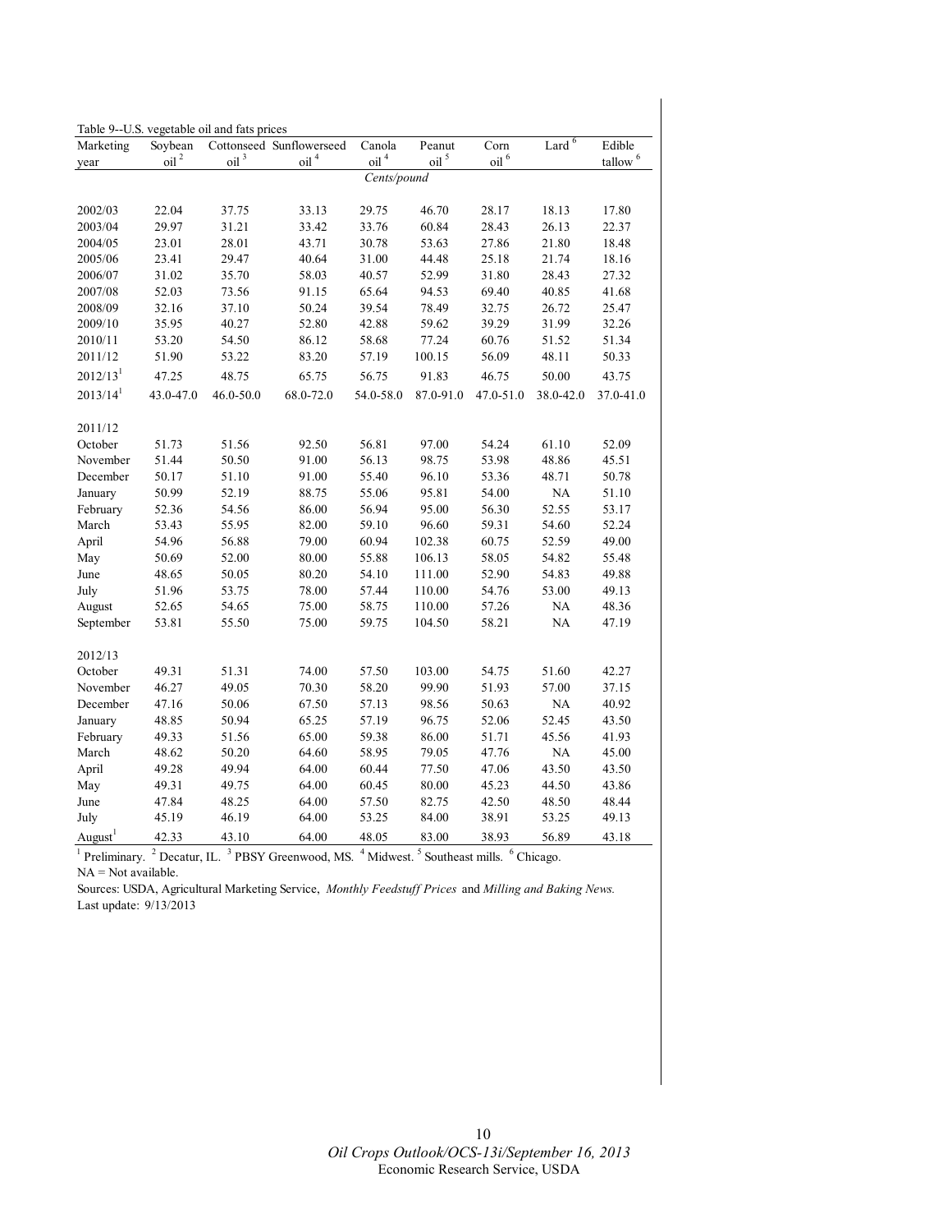Table 9--U.S. vegetable oil and fats prices

| Marketing year | Soybean oil [2] | Cottonseed oil [3] | Sunflowerseed oil [4] | Canola oil [4] | Peanut oil [5] | Corn oil [6] | Lard [6] | Edible tallow [6] |
|---|---|---|---|---|---|---|---|---|
| | | | | *Cents/pound* | | | | |
| 2002/03 | 22.04 | 37.75 | 33.13 | 29.75 | 46.70 | 28.17 | 18.13 | 17.80 |
| 2003/04 | 29.97 | 31.21 | 33.42 | 33.76 | 60.84 | 28.43 | 26.13 | 22.37 |
| 2004/05 | 23.01 | 28.01 | 43.71 | 30.78 | 53.63 | 27.86 | 21.80 | 18.48 |
| 2005/06 | 23.41 | 29.47 | 40.64 | 31.00 | 44.48 | 25.18 | 21.74 | 18.16 |
| 2006/07 | 31.02 | 35.70 | 58.03 | 40.57 | 52.99 | 31.80 | 28.43 | 27.32 |
| 2007/08 | 52.03 | 73.56 | 91.15 | 65.64 | 94.53 | 69.40 | 40.85 | 41.68 |
| 2008/09 | 32.16 | 37.10 | 50.24 | 39.54 | 78.49 | 32.75 | 26.72 | 25.47 |
| 2009/10 | 35.95 | 40.27 | 52.80 | 42.88 | 59.62 | 39.29 | 31.99 | 32.26 |
| 2010/11 | 53.20 | 54.50 | 86.12 | 58.68 | 77.24 | 60.76 | 51.52 | 51.34 |
| 2011/12 | 51.90 | 53.22 | 83.20 | 57.19 | 100.15 | 56.09 | 48.11 | 50.33 |
| 2012/13[1] | 47.25 | 48.75 | 65.75 | 56.75 | 91.83 | 46.75 | 50.00 | 43.75 |
| 2013/14[1] | 43.0-47.0 | 46.0-50.0 | 68.0-72.0 | 54.0-58.0 | 87.0-91.0 | 47.0-51.0 | 38.0-42.0 | 37.0-41.0 |
| | | | | | | | | |
| 2011/12 | | | | | | | | |
| October | 51.73 | 51.56 | 92.50 | 56.81 | 97.00 | 54.24 | 61.10 | 52.09 |
| November | 51.44 | 50.50 | 91.00 | 56.13 | 98.75 | 53.98 | 48.86 | 45.51 |
| December | 50.17 | 51.10 | 91.00 | 55.40 | 96.10 | 53.36 | 48.71 | 50.78 |
| January | 50.99 | 52.19 | 88.75 | 55.06 | 95.81 | 54.00 | NA | 51.10 |
| February | 52.36 | 54.56 | 86.00 | 56.94 | 95.00 | 56.30 | 52.55 | 53.17 |
| March | 53.43 | 55.95 | 82.00 | 59.10 | 96.60 | 59.31 | 54.60 | 52.24 |
| April | 54.96 | 56.88 | 79.00 | 60.94 | 102.38 | 60.75 | 52.59 | 49.00 |
| May | 50.69 | 52.00 | 80.00 | 55.88 | 106.13 | 58.05 | 54.82 | 55.48 |
| June | 48.65 | 50.05 | 80.20 | 54.10 | 111.00 | 52.90 | 54.83 | 49.88 |
| July | 51.96 | 53.75 | 78.00 | 57.44 | 110.00 | 54.76 | 53.00 | 49.13 |
| August | 52.65 | 54.65 | 75.00 | 58.75 | 110.00 | 57.26 | NA | 48.36 |
| September | 53.81 | 55.50 | 75.00 | 59.75 | 104.50 | 58.21 | NA | 47.19 |
| | | | | | | | | |
| 2012/13 | | | | | | | | |
| October | 49.31 | 51.31 | 74.00 | 57.50 | 103.00 | 54.75 | 51.60 | 42.27 |
| November | 46.27 | 49.05 | 70.30 | 58.20 | 99.90 | 51.93 | 57.00 | 37.15 |
| December | 47.16 | 50.06 | 67.50 | 57.13 | 98.56 | 50.63 | NA | 40.92 |
| January | 48.85 | 50.94 | 65.25 | 57.19 | 96.75 | 52.06 | 52.45 | 43.50 |
| February | 49.33 | 51.56 | 65.00 | 59.38 | 86.00 | 51.71 | 45.56 | 41.93 |
| March | 48.62 | 50.20 | 64.60 | 58.95 | 79.05 | 47.76 | NA | 45.00 |
| April | 49.28 | 49.94 | 64.00 | 60.44 | 77.50 | 47.06 | 43.50 | 43.50 |
| May | 49.31 | 49.75 | 64.00 | 60.45 | 80.00 | 45.23 | 44.50 | 43.86 |
| June | 47.84 | 48.25 | 64.00 | 57.50 | 82.75 | 42.50 | 48.50 | 48.44 |
| July | 45.19 | 46.19 | 64.00 | 53.25 | 84.00 | 38.91 | 53.25 | 49.13 |
| August[1] | 42.33 | 43.10 | 64.00 | 48.05 | 83.00 | 38.93 | 56.89 | 43.18 |

[1] Preliminary. [2] Decatur, IL. [3] PBSY Greenwood, MS. [4] Midwest. [5] Southeast mills. [6] Chicago.

NA = Not available.

Sources: USDA, Agricultural Marketing Service, *Monthly Feedstuff Prices* and *Milling and Baking News.*

Last update: 9/13/2013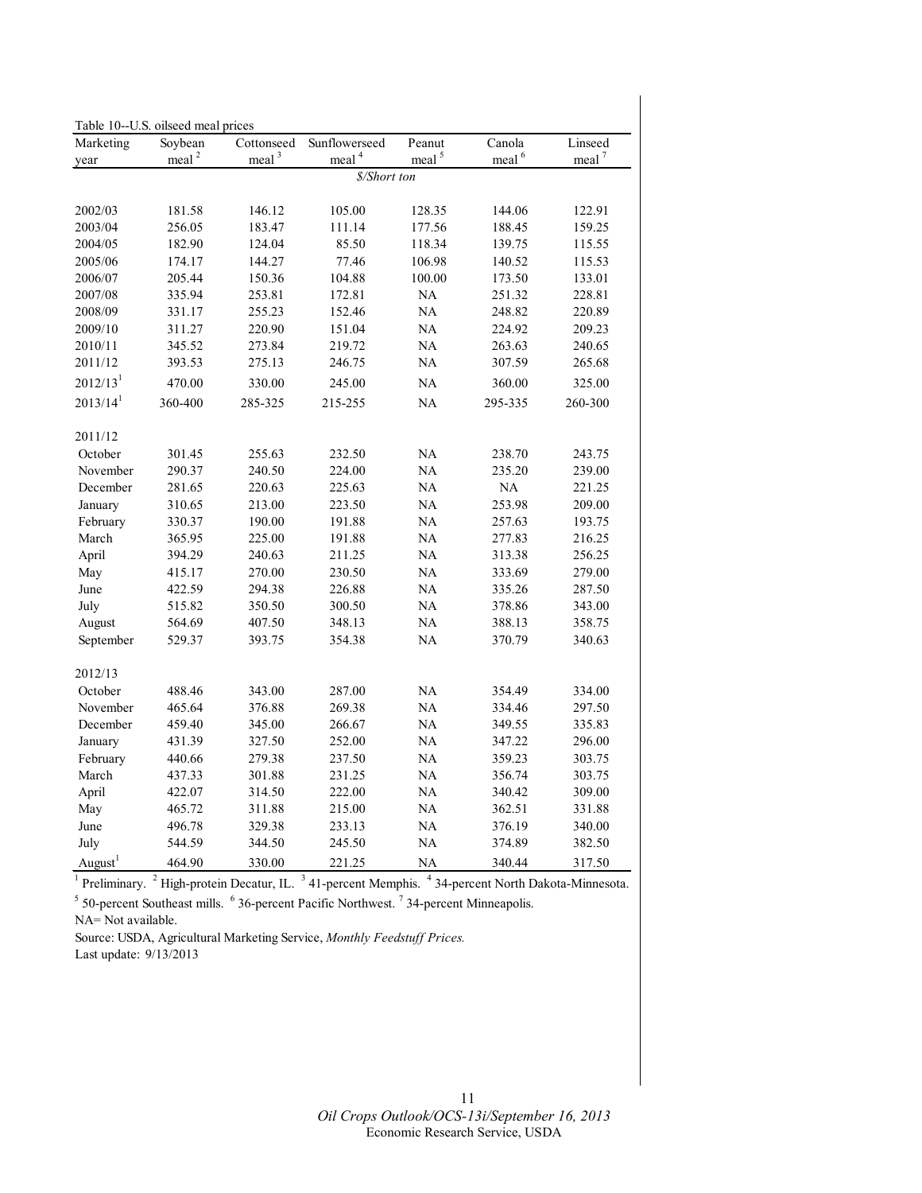Table 10--U.S. oilseed meal prices

| Marketing year | Soybean meal [2] | Cottonseed meal [3] | Sunflowerseed meal [4] | Peanut meal [5] | Canola meal [6] | Linseed meal [7] |
|---|---|---|---|---|---|---|
| | | | $/Short ton | | | |
| 2002/03 | 181.58 | 146.12 | 105.00 | 128.35 | 144.06 | 122.91 |
| 2003/04 | 256.05 | 183.47 | 111.14 | 177.56 | 188.45 | 159.25 |
| 2004/05 | 182.90 | 124.04 | 85.50 | 118.34 | 139.75 | 115.55 |
| 2005/06 | 174.17 | 144.27 | 77.46 | 106.98 | 140.52 | 115.53 |
| 2006/07 | 205.44 | 150.36 | 104.88 | 100.00 | 173.50 | 133.01 |
| 2007/08 | 335.94 | 253.81 | 172.81 | NA | 251.32 | 228.81 |
| 2008/09 | 331.17 | 255.23 | 152.46 | NA | 248.82 | 220.89 |
| 2009/10 | 311.27 | 220.90 | 151.04 | NA | 224.92 | 209.23 |
| 2010/11 | 345.52 | 273.84 | 219.72 | NA | 263.63 | 240.65 |
| 2011/12 | 393.53 | 275.13 | 246.75 | NA | 307.59 | 265.68 |
| 2012/13 [1] | 470.00 | 330.00 | 245.00 | NA | 360.00 | 325.00 |
| 2013/14 [1] | 360-400 | 285-325 | 215-255 | NA | 295-335 | 260-300 |
| | | | | | | |
| 2011/12 | | | | | | |
| October | 301.45 | 255.63 | 232.50 | NA | 238.70 | 243.75 |
| November | 290.37 | 240.50 | 224.00 | NA | 235.20 | 239.00 |
| December | 281.65 | 220.63 | 225.63 | NA | NA | 221.25 |
| January | 310.65 | 213.00 | 223.50 | NA | 253.98 | 209.00 |
| February | 330.37 | 190.00 | 191.88 | NA | 257.63 | 193.75 |
| March | 365.95 | 225.00 | 191.88 | NA | 277.83 | 216.25 |
| April | 394.29 | 240.63 | 211.25 | NA | 313.38 | 256.25 |
| May | 415.17 | 270.00 | 230.50 | NA | 333.69 | 279.00 |
| June | 422.59 | 294.38 | 226.88 | NA | 335.26 | 287.50 |
| July | 515.82 | 350.50 | 300.50 | NA | 378.86 | 343.00 |
| August | 564.69 | 407.50 | 348.13 | NA | 388.13 | 358.75 |
| September | 529.37 | 393.75 | 354.38 | NA | 370.79 | 340.63 |
| | | | | | | |
| 2012/13 | | | | | | |
| October | 488.46 | 343.00 | 287.00 | NA | 354.49 | 334.00 |
| November | 465.64 | 376.88 | 269.38 | NA | 334.46 | 297.50 |
| December | 459.40 | 345.00 | 266.67 | NA | 349.55 | 335.83 |
| January | 431.39 | 327.50 | 252.00 | NA | 347.22 | 296.00 |
| February | 440.66 | 279.38 | 237.50 | NA | 359.23 | 303.75 |
| March | 437.33 | 301.88 | 231.25 | NA | 356.74 | 303.75 |
| April | 422.07 | 314.50 | 222.00 | NA | 340.42 | 309.00 |
| May | 465.72 | 311.88 | 215.00 | NA | 362.51 | 331.88 |
| June | 496.78 | 329.38 | 233.13 | NA | 376.19 | 340.00 |
| July | 544.59 | 344.50 | 245.50 | NA | 374.89 | 382.50 |
| August [1] | 464.90 | 330.00 | 221.25 | NA | 340.44 | 317.50 |

[1] Preliminary. [2] High-protein Decatur, IL. [3] 41-percent Memphis. [4] 34-percent North Dakota-Minnesota.
[5] 50-percent Southeast mills. [6] 36-percent Pacific Northwest. [7] 34-percent Minneapolis.
NA= Not available.
Source: USDA, Agricultural Marketing Service, *Monthly Feedstuff Prices.*
Last update: 9/13/2013